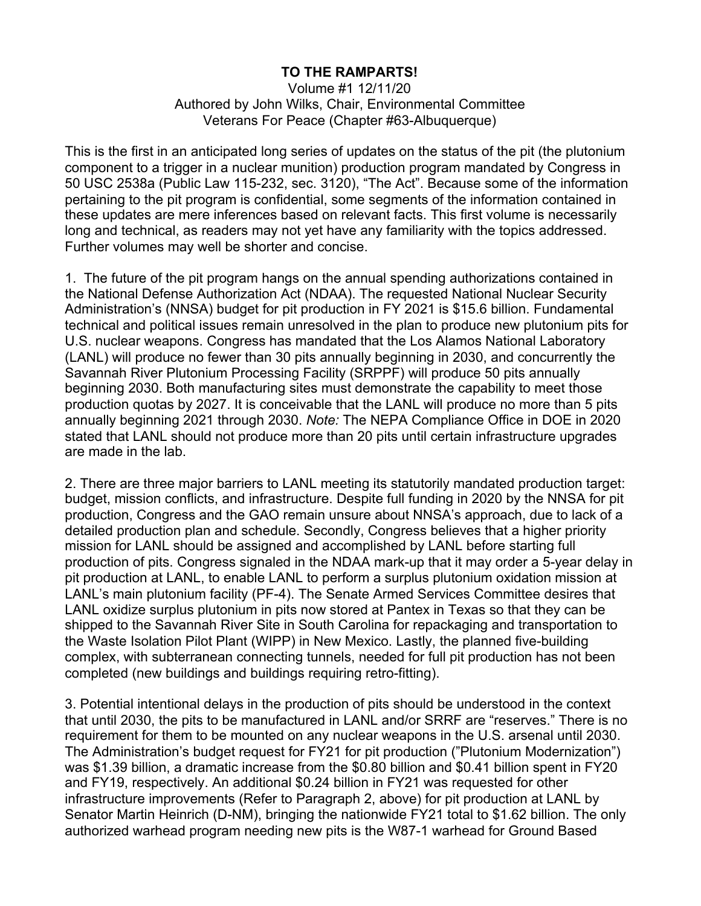**TO THE RAMPARTS!**

Volume #1 12/11/20

Authored by John Wilks, Chair, Environmental Committee

Veterans For Peace (Chapter #63-Albuquerque)

This is the first in an anticipated long series of updates on the status of the pit (the plutonium component to a trigger in a nuclear munition) production program mandated by Congress in 50 USC 2538a (Public Law 115-232, sec. 3120), "The Act". Because some of the information pertaining to the pit program is confidential, some segments of the information contained in these updates are mere inferences based on relevant facts. This first volume is necessarily long and technical, as readers may not yet have any familiarity with the topics addressed. Further volumes may well be shorter and concise.

1. The future of the pit program hangs on the annual spending authorizations contained in the National Defense Authorization Act (NDAA). The requested National Nuclear Security Administration's (NNSA) budget for pit production in FY 2021 is $15.6 billion. Fundamental technical and political issues remain unresolved in the plan to produce new plutonium pits for U.S. nuclear weapons. Congress has mandated that the Los Alamos National Laboratory (LANL) will produce no fewer than 30 pits annually beginning in 2030, and concurrently the Savannah River Plutonium Processing Facility (SRPPF) will produce 50 pits annually beginning 2030. Both manufacturing sites must demonstrate the capability to meet those production quotas by 2027. It is conceivable that the LANL will produce no more than 5 pits annually beginning 2021 through 2030. *Note:* The NEPA Compliance Office in DOE in 2020 stated that LANL should not produce more than 20 pits until certain infrastructure upgrades are made in the lab.

2. There are three major barriers to LANL meeting its statutorily mandated production target: budget, mission conflicts, and infrastructure. Despite full funding in 2020 by the NNSA for pit production, Congress and the GAO remain unsure about NNSA's approach, due to lack of a detailed production plan and schedule. Secondly, Congress believes that a higher priority mission for LANL should be assigned and accomplished by LANL before starting full production of pits. Congress signaled in the NDAA mark-up that it may order a 5-year delay in pit production at LANL, to enable LANL to perform a surplus plutonium oxidation mission at LANL's main plutonium facility (PF-4). The Senate Armed Services Committee desires that LANL oxidize surplus plutonium in pits now stored at Pantex in Texas so that they can be shipped to the Savannah River Site in South Carolina for repackaging and transportation to the Waste Isolation Pilot Plant (WIPP) in New Mexico. Lastly, the planned five-building complex, with subterranean connecting tunnels, needed for full pit production has not been completed (new buildings and buildings requiring retro-fitting).

3. Potential intentional delays in the production of pits should be understood in the context that until 2030, the pits to be manufactured in LANL and/or SRRF are "reserves." There is no requirement for them to be mounted on any nuclear weapons in the U.S. arsenal until 2030. The Administration's budget request for FY21 for pit production ("Plutonium Modernization") was $1.39 billion, a dramatic increase from the $0.80 billion and $0.41 billion spent in FY20 and FY19, respectively. An additional $0.24 billion in FY21 was requested for other infrastructure improvements (Refer to Paragraph 2, above) for pit production at LANL by Senator Martin Heinrich (D-NM), bringing the nationwide FY21 total to $1.62 billion. The only authorized warhead program needing new pits is the W87-1 warhead for Ground Based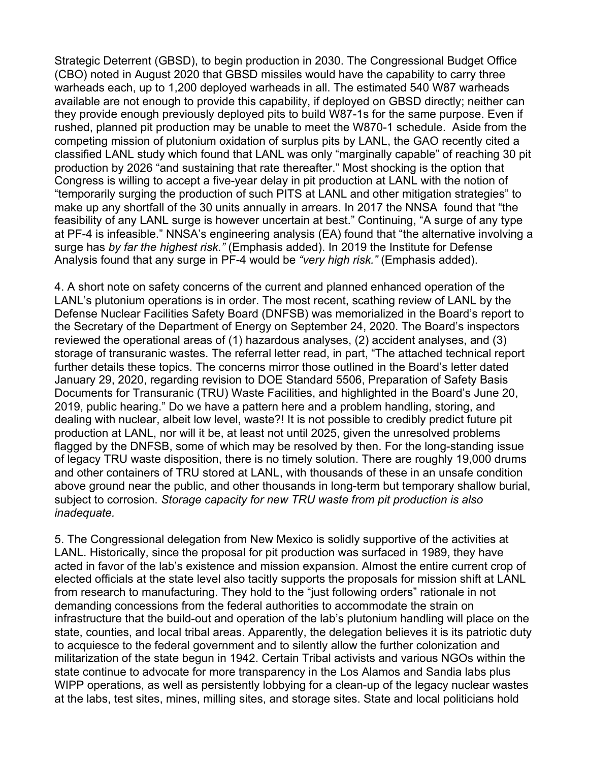Strategic Deterrent (GBSD), to begin production in 2030. The Congressional Budget Office (CBO) noted in August 2020 that GBSD missiles would have the capability to carry three warheads each, up to 1,200 deployed warheads in all. The estimated 540 W87 warheads available are not enough to provide this capability, if deployed on GBSD directly; neither can they provide enough previously deployed pits to build W87-1s for the same purpose. Even if rushed, planned pit production may be unable to meet the W870-1 schedule. Aside from the competing mission of plutonium oxidation of surplus pits by LANL, the GAO recently cited a classified LANL study which found that LANL was only "marginally capable" of reaching 30 pit production by 2026 "and sustaining that rate thereafter." Most shocking is the option that Congress is willing to accept a five-year delay in pit production at LANL with the notion of "temporarily surging the production of such PITS at LANL and other mitigation strategies" to make up any shortfall of the 30 units annually in arrears. In 2017 the NNSA found that "the feasibility of any LANL surge is however uncertain at best." Continuing, "A surge of any type at PF-4 is infeasible." NNSA's engineering analysis (EA) found that "the alternative involving a surge has *by far the highest risk."* (Emphasis added). In 2019 the Institute for Defense Analysis found that any surge in PF-4 would be *"very high risk."* (Emphasis added).

4. A short note on safety concerns of the current and planned enhanced operation of the LANL's plutonium operations is in order. The most recent, scathing review of LANL by the Defense Nuclear Facilities Safety Board (DNFSB) was memorialized in the Board's report to the Secretary of the Department of Energy on September 24, 2020. The Board's inspectors reviewed the operational areas of (1) hazardous analyses, (2) accident analyses, and (3) storage of transuranic wastes. The referral letter read, in part, "The attached technical report further details these topics. The concerns mirror those outlined in the Board's letter dated January 29, 2020, regarding revision to DOE Standard 5506, Preparation of Safety Basis Documents for Transuranic (TRU) Waste Facilities, and highlighted in the Board's June 20, 2019, public hearing." Do we have a pattern here and a problem handling, storing, and dealing with nuclear, albeit low level, waste?! It is not possible to credibly predict future pit production at LANL, nor will it be, at least not until 2025, given the unresolved problems flagged by the DNFSB, some of which may be resolved by then. For the long-standing issue of legacy TRU waste disposition, there is no timely solution. There are roughly 19,000 drums and other containers of TRU stored at LANL, with thousands of these in an unsafe condition above ground near the public, and other thousands in long-term but temporary shallow burial, subject to corrosion. *Storage capacity for new TRU waste from pit production is also inadequate.*

5. The Congressional delegation from New Mexico is solidly supportive of the activities at LANL. Historically, since the proposal for pit production was surfaced in 1989, they have acted in favor of the lab's existence and mission expansion. Almost the entire current crop of elected officials at the state level also tacitly supports the proposals for mission shift at LANL from research to manufacturing. They hold to the "just following orders" rationale in not demanding concessions from the federal authorities to accommodate the strain on infrastructure that the build-out and operation of the lab's plutonium handling will place on the state, counties, and local tribal areas. Apparently, the delegation believes it is its patriotic duty to acquiesce to the federal government and to silently allow the further colonization and militarization of the state begun in 1942. Certain Tribal activists and various NGOs within the state continue to advocate for more transparency in the Los Alamos and Sandia labs plus WIPP operations, as well as persistently lobbying for a clean-up of the legacy nuclear wastes at the labs, test sites, mines, milling sites, and storage sites. State and local politicians hold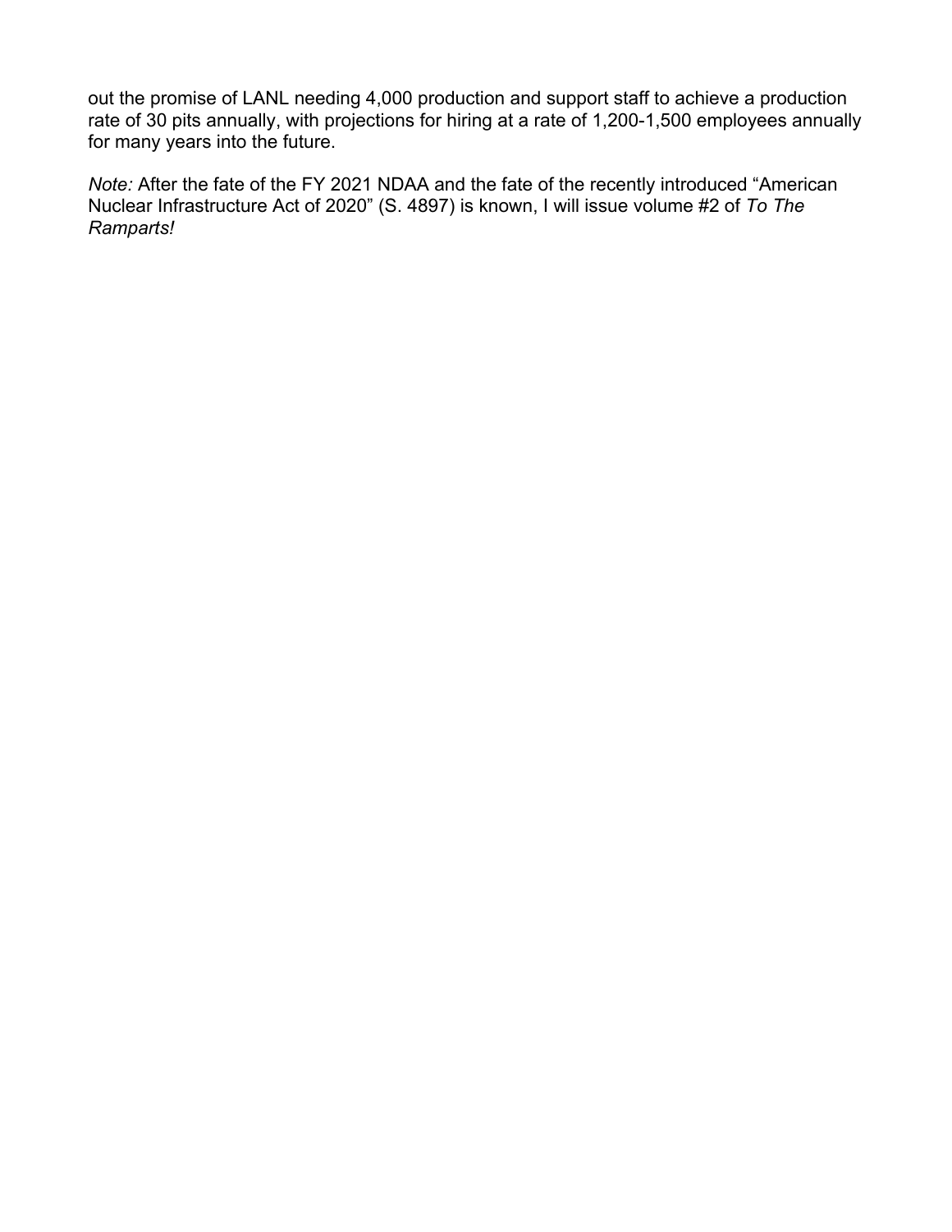out the promise of LANL needing 4,000 production and support staff to achieve a production rate of 30 pits annually, with projections for hiring at a rate of 1,200-1,500 employees annually for many years into the future.

*Note:* After the fate of the FY 2021 NDAA and the fate of the recently introduced "American Nuclear Infrastructure Act of 2020" (S. 4897) is known, I will issue volume #2 of *To The Ramparts!*